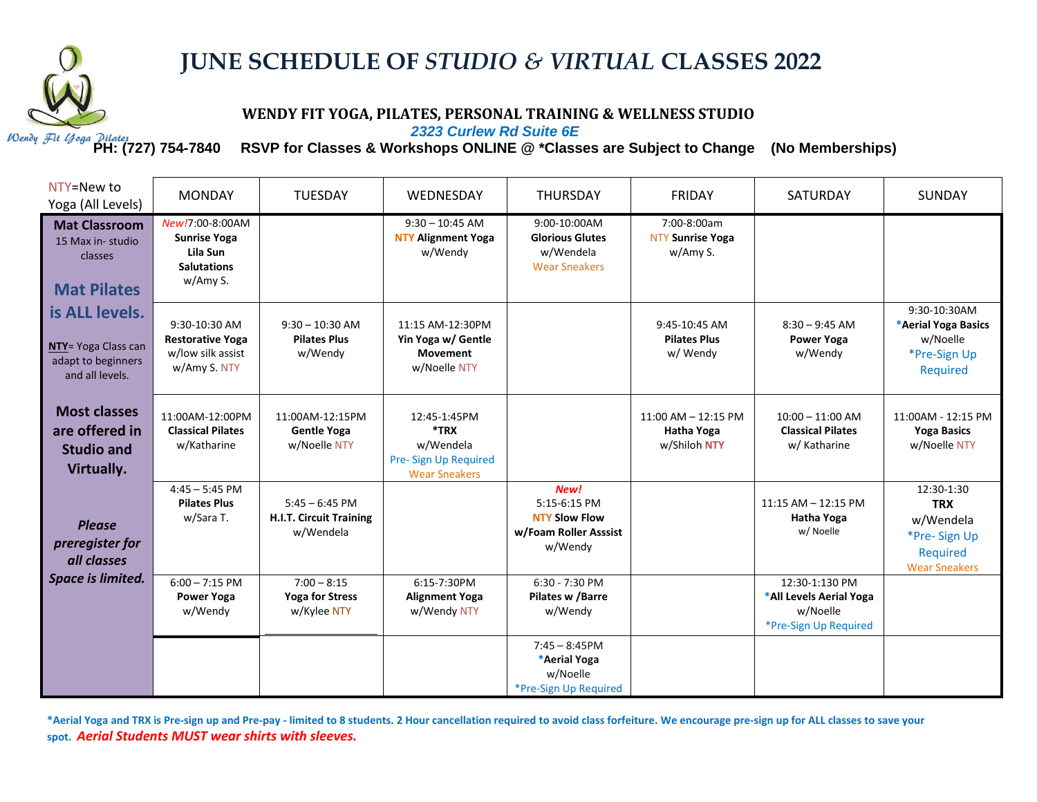# JUNE SCHEDULE OF *STUDIO & VIRTUAL* CLASSES 2022

**WENDY FIT YOGA, PILATES, PERSONAL TRAINING & WELLNESS STUDIO**

*2323 Curlew Rd Suite 6E*

Wendy Fit Yoga Pilates

**PH: (727) 754-7840 RSVP for Classes & Workshops ONLINE @ *Classes are Subject to Change (No Memberships)**

| NTY=New to Yoga (All Levels) | MONDAY | TUESDAY | WEDNESDAY | THURSDAY | FRIDAY | SATURDAY | SUNDAY |
|---|---|---|---|---|---|---|---|
| **Mat Classroom** 15 Max in- studio classes | *New!*7:00-8:00AM **Sunrise Yoga Lila Sun Salutations** w/Amy S. | | 9:30 – 10:45 AM **NTY Alignment Yoga** w/Wendy | 9:00-10:00AM **Glorious Glutes** w/Wendela Wear Sneakers | 7:00-8:00am NTY **Sunrise Yoga** w/Amy S. | | |
| **Mat Pilates is ALL levels.** **NTY**= Yoga Class can adapt to beginners and all levels. | 9:30-10:30 AM **Restorative Yoga** w/low silk assist w/Amy S. NTY | 9:30 – 10:30 AM **Pilates Plus** w/Wendy | 11:15 AM-12:30PM **Yin Yoga w/ Gentle Movement** w/Noelle NTY | | 9:45-10:45 AM **Pilates Plus** w/ Wendy | 8:30 – 9:45 AM **Power Yoga** w/Wendy | 9:30-10:30AM ***Aerial Yoga Basics** w/Noelle *Pre-Sign Up Required |
| **Most classes are offered in Studio and Virtually.** | 11:00AM-12:00PM **Classical Pilates** w/Katharine | 11:00AM-12:15PM **Gentle Yoga** w/Noelle NTY | 12:45-1:45PM ***TRX** w/Wendela Pre- Sign Up Required Wear Sneakers | | 11:00 AM – 12:15 PM **Hatha Yoga** w/Shiloh **NTY** | 10:00 – 11:00 AM **Classical Pilates** w/ Katharine | 11:00AM - 12:15 PM **Yoga Basics** w/Noelle NTY |
| ***Please preregister for all classes Space is limited.*** | 4:45 – 5:45 PM **Pilates Plus** w/Sara T. | 5:45 – 6:45 PM **H.I.T. Circuit Training** w/Wendela | | ***New!*** 5:15-6:15 PM **NTY Slow Flow w/Foam Roller Asssist** w/Wendy | | 11:15 AM – 12:15 PM **Hatha Yoga** w/ Noelle | 12:30-1:30 **TRX** w/Wendela *Pre- Sign Up Required Wear Sneakers |
| | 6:00 – 7:15 PM **Power Yoga** w/Wendy | 7:00 – 8:15 **Yoga for Stress** w/Kylee NTY | 6:15-7:30PM **Alignment Yoga** w/Wendy NTY | 6:30 - 7:30 PM **Pilates w /Barre** w/Wendy | | 12:30-1:130 PM ***All Levels Aerial Yoga** w/Noelle *Pre-Sign Up Required | |
| | | | | 7:45 – 8:45PM ***Aerial Yoga** w/Noelle *Pre-Sign Up Required | | | |

***Aerial Yoga and TRX is Pre-sign up and Pre-pay - limited to 8 students. 2 Hour cancellation required to avoid class forfeiture. We encourage pre-sign up for ALL classes to save your spot.** ***Aerial Students MUST wear shirts with sleeves.***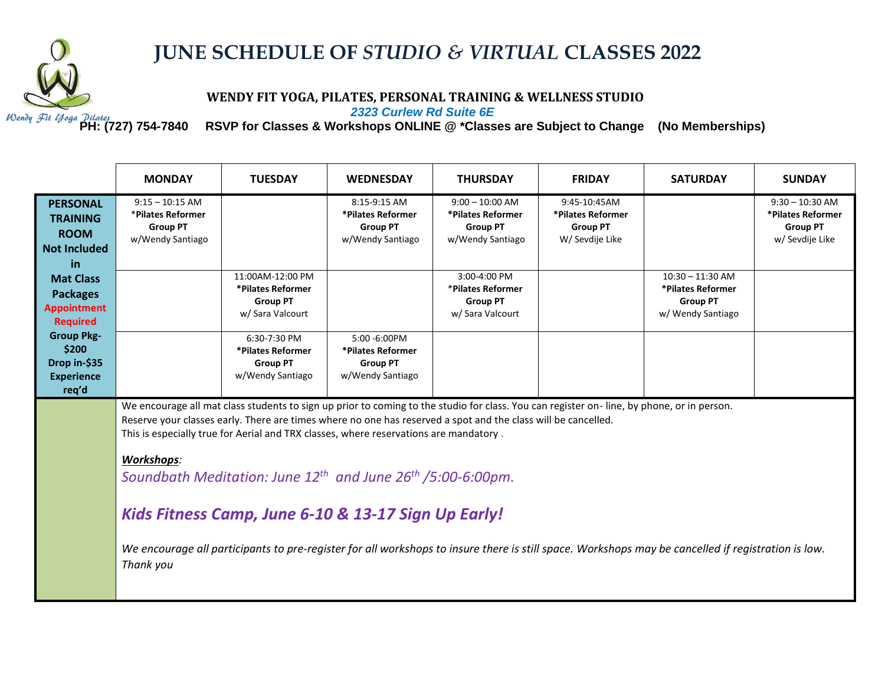# JUNE SCHEDULE OF *STUDIO & VIRTUAL* CLASSES 2022

**WENDY FIT YOGA, PILATES, PERSONAL TRAINING & WELLNESS STUDIO**

*2323 Curlew Rd Suite 6E*

Wendy Fit Yoga Pilates

**PH: (727) 754-7840 RSVP for Classes & Workshops ONLINE @ *Classes are Subject to Change (No Memberships)**

| | MONDAY | TUESDAY | WEDNESDAY | THURSDAY | FRIDAY | SATURDAY | SUNDAY |
|---|---|---|---|---|---|---|---|
| **PERSONAL TRAINING ROOM Not Included in Mat Class Packages** **Appointment Required** **Group Pkg- $200 Drop in-$35 Experience req'd** | 9:15 – 10:15 AM *Pilates Reformer **Group PT** w/Wendy Santiago | | 8:15-9:15 AM ***Pilates Reformer Group PT** w/Wendy Santiago | 9:00 – 10:00 AM ***Pilates Reformer Group PT** w/Wendy Santiago | 9:45-10:45AM ***Pilates Reformer Group PT** W/ Sevdije Like | | 9:30 – 10:30 AM ***Pilates Reformer Group PT** w/ Sevdije Like |
| | | 11:00AM-12:00 PM ***Pilates Reformer Group PT** w/ Sara Valcourt | | 3:00-4:00 PM ***Pilates Reformer Group PT** w/ Sara Valcourt | | 10:30 – 11:30 AM ***Pilates Reformer Group PT** w/ Wendy Santiago | |
| | | 6:30-7:30 PM ***Pilates Reformer Group PT** w/Wendy Santiago | 5:00 -6:00PM ***Pilates Reformer Group PT** w/Wendy Santiago | | | | |

We encourage all mat class students to sign up prior to coming to the studio for class. You can register on- line, by phone, or in person.
Reserve your classes early. There are times where no one has reserved a spot and the class will be cancelled.
This is especially true for Aerial and TRX classes, where reservations are mandatory .

***Workshops**:*

*Soundbath Meditation: June 12th and June 26th /5:00-6:00pm.*

***Kids Fitness Camp, June 6-10 & 13-17 Sign Up Early!***

*We encourage all participants to pre-register for all workshops to insure there is still space. Workshops may be cancelled if registration is low. Thank you*